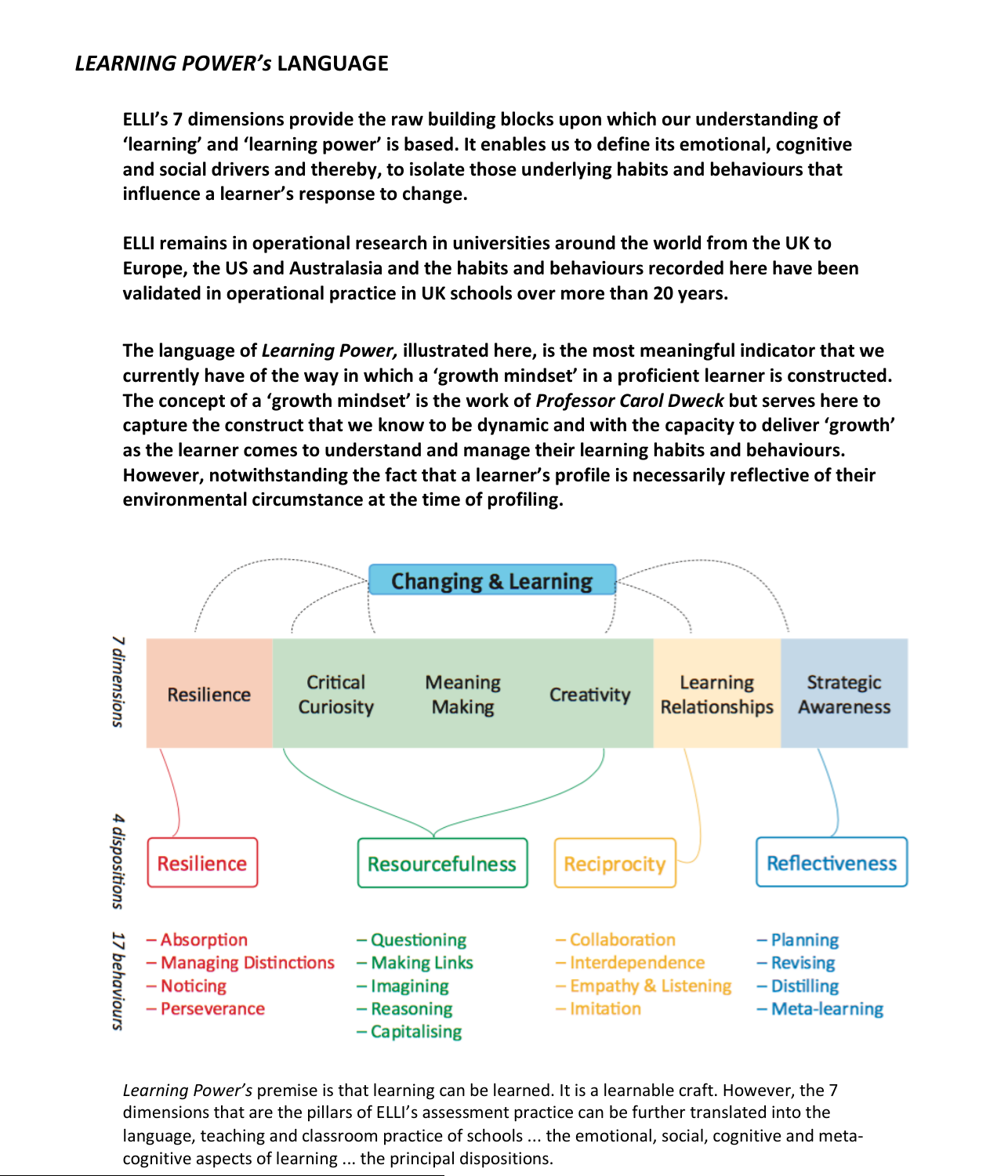## *LEARNING POWER's* LANGUAGE

**ELLI's 7 dimensions provide the raw building blocks upon which our understanding of 'learning' and 'learning power' is based. It enables us to define its emotional, cognitive and social drivers and thereby, to isolate those underlying habits and behaviours that influence a learner's response to change.**

**ELLI remains in operational research in universities around the world from the UK to Europe, the US and Australasia and the habits and behaviours recorded here have been validated in operational practice in UK schools over more than 20 years.**

**The language of *Learning Power,* illustrated here, is the most meaningful indicator that we currently have of the way in which a 'growth mindset' in a proficient learner is constructed. The concept of a 'growth mindset' is the work of *Professor Carol Dweck* but serves here to capture the construct that we know to be dynamic and with the capacity to deliver 'growth' as the learner comes to understand and manage their learning habits and behaviours. However, notwithstanding the fact that a learner's profile is necessarily reflective of their environmental circumstance at the time of profiling.**

**Changing & Learning**

*7 dimensions*

| Resilience | Critical Curiosity | Meaning Making | Creativity | Learning Relationships | Strategic Awareness |
|---|---|---|---|---|---|

*4 dispositions* / *17 behaviours*

| Resilience | Resourcefulness | Reciprocity | Reflectiveness |
|---|---|---|---|
| – Absorption | – Questioning | – Collaboration | – Planning |
| – Managing Distinctions | – Making Links | – Interdependence | – Revising |
| – Noticing | – Imagining | – Empathy & Listening | – Distilling |
| – Perseverance | – Reasoning | – Imitation | – Meta-learning |
| | – Capitalising | | |

*Learning Power's* premise is that learning can be learned. It is a learnable craft. However, the 7 dimensions that are the pillars of ELLI's assessment practice can be further translated into the language, teaching and classroom practice of schools ... the emotional, social, cognitive and meta-cognitive aspects of learning ... the principal dispositions.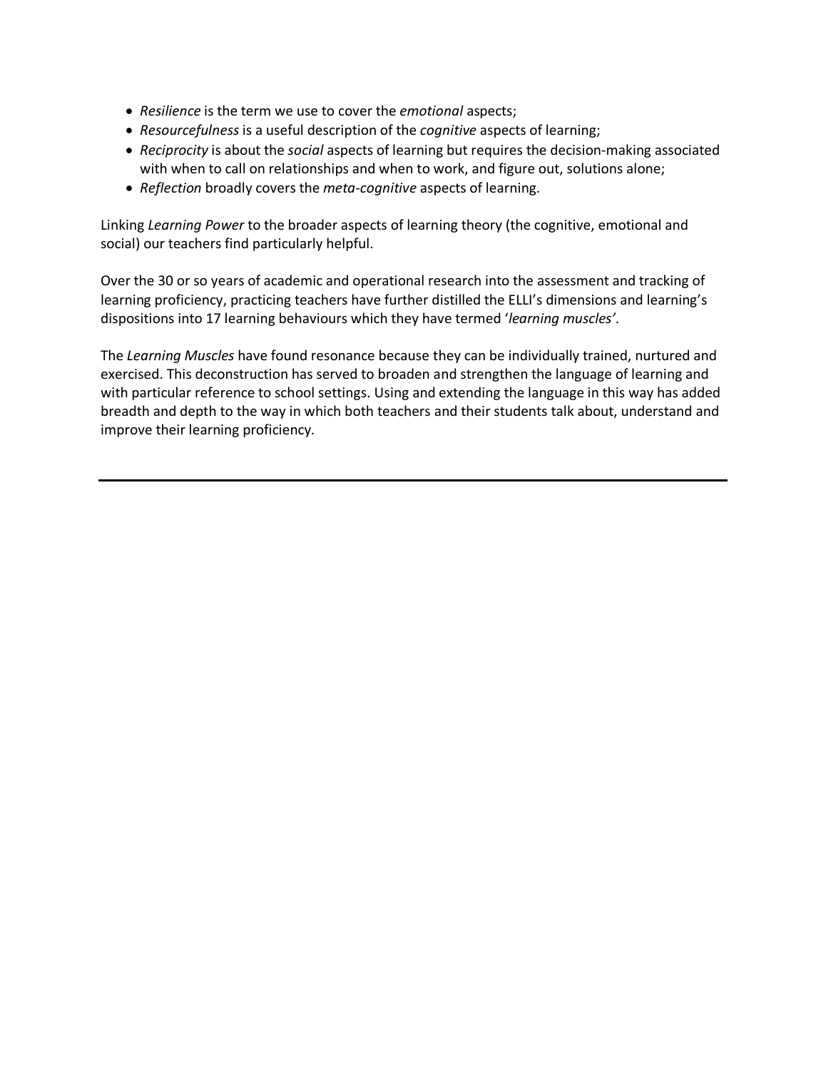- *Resilience* is the term we use to cover the *emotional* aspects;
- *Resourcefulness* is a useful description of the *cognitive* aspects of learning;
- *Reciprocity* is about the *social* aspects of learning but requires the decision-making associated with when to call on relationships and when to work, and figure out, solutions alone;
- *Reflection* broadly covers the *meta-cognitive* aspects of learning.

Linking *Learning Power* to the broader aspects of learning theory (the cognitive, emotional and social) our teachers find particularly helpful.

Over the 30 or so years of academic and operational research into the assessment and tracking of learning proficiency, practicing teachers have further distilled the ELLI's dimensions and learning's dispositions into 17 learning behaviours which they have termed '*learning muscles'*.

The *Learning Muscles* have found resonance because they can be individually trained, nurtured and exercised. This deconstruction has served to broaden and strengthen the language of learning and with particular reference to school settings. Using and extending the language in this way has added breadth and depth to the way in which both teachers and their students talk about, understand and improve their learning proficiency.

---